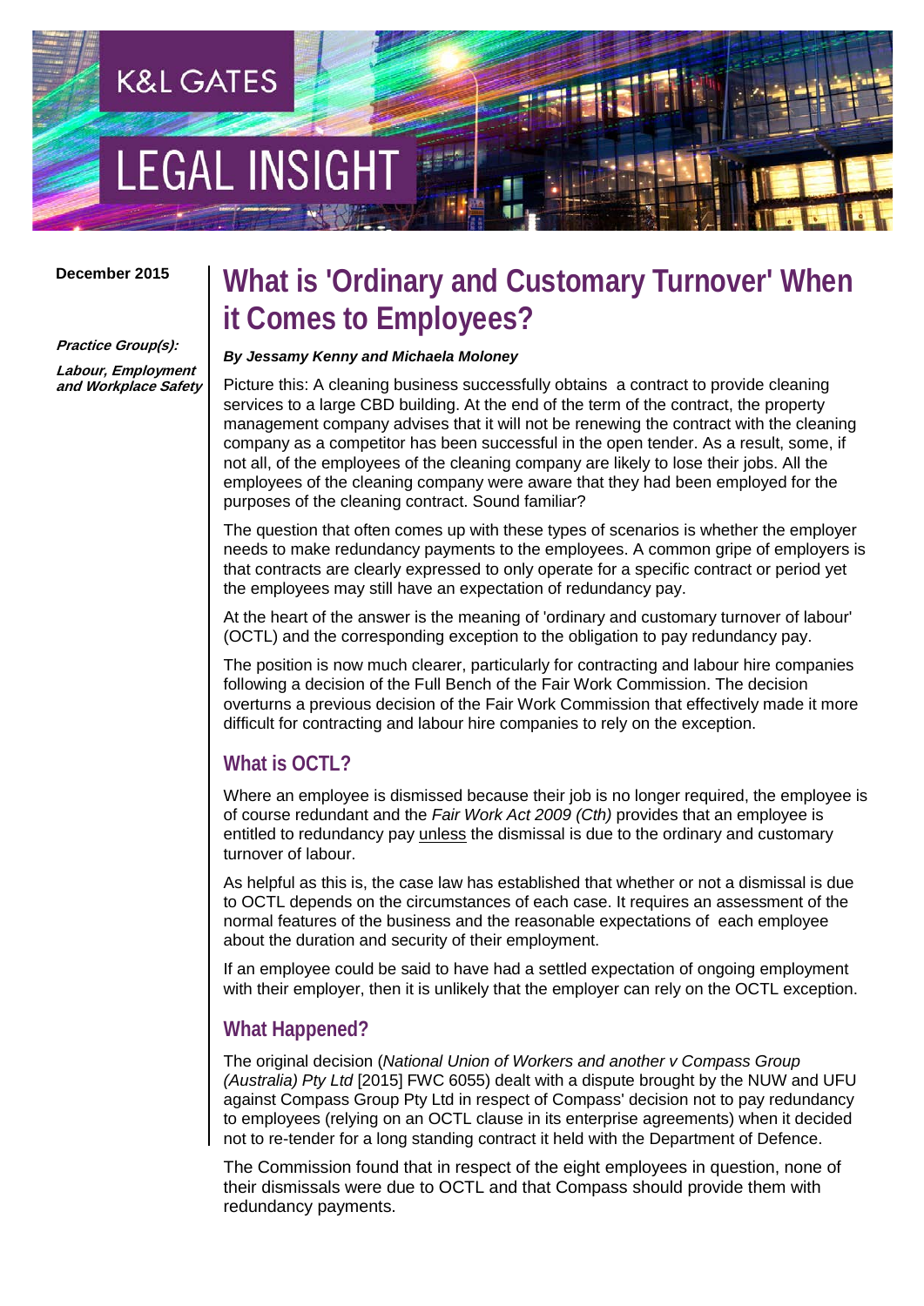K&L GATES

LEGAL INSIGHT

December 2015

***Practice Group(s):***

***Labour, Employment and Workplace Safety***

# What is 'Ordinary and Customary Turnover' When it Comes to Employees?

***By Jessamy Kenny and Michaela Moloney***

Picture this: A cleaning business successfully obtains a contract to provide cleaning services to a large CBD building. At the end of the term of the contract, the property management company advises that it will not be renewing the contract with the cleaning company as a competitor has been successful in the open tender. As a result, some, if not all, of the employees of the cleaning company are likely to lose their jobs. All the employees of the cleaning company were aware that they had been employed for the purposes of the cleaning contract. Sound familiar?

The question that often comes up with these types of scenarios is whether the employer needs to make redundancy payments to the employees. A common gripe of employers is that contracts are clearly expressed to only operate for a specific contract or period yet the employees may still have an expectation of redundancy pay.

At the heart of the answer is the meaning of 'ordinary and customary turnover of labour' (OCTL) and the corresponding exception to the obligation to pay redundancy pay.

The position is now much clearer, particularly for contracting and labour hire companies following a decision of the Full Bench of the Fair Work Commission. The decision overturns a previous decision of the Fair Work Commission that effectively made it more difficult for contracting and labour hire companies to rely on the exception.

## What is OCTL?

Where an employee is dismissed because their job is no longer required, the employee is of course redundant and the *Fair Work Act 2009 (Cth)* provides that an employee is entitled to redundancy pay unless the dismissal is due to the ordinary and customary turnover of labour.

As helpful as this is, the case law has established that whether or not a dismissal is due to OCTL depends on the circumstances of each case. It requires an assessment of the normal features of the business and the reasonable expectations of each employee about the duration and security of their employment.

If an employee could be said to have had a settled expectation of ongoing employment with their employer, then it is unlikely that the employer can rely on the OCTL exception.

## What Happened?

The original decision (*National Union of Workers and another v Compass Group (Australia) Pty Ltd* [2015] FWC 6055) dealt with a dispute brought by the NUW and UFU against Compass Group Pty Ltd in respect of Compass' decision not to pay redundancy to employees (relying on an OCTL clause in its enterprise agreements) when it decided not to re-tender for a long standing contract it held with the Department of Defence.

The Commission found that in respect of the eight employees in question, none of their dismissals were due to OCTL and that Compass should provide them with redundancy payments.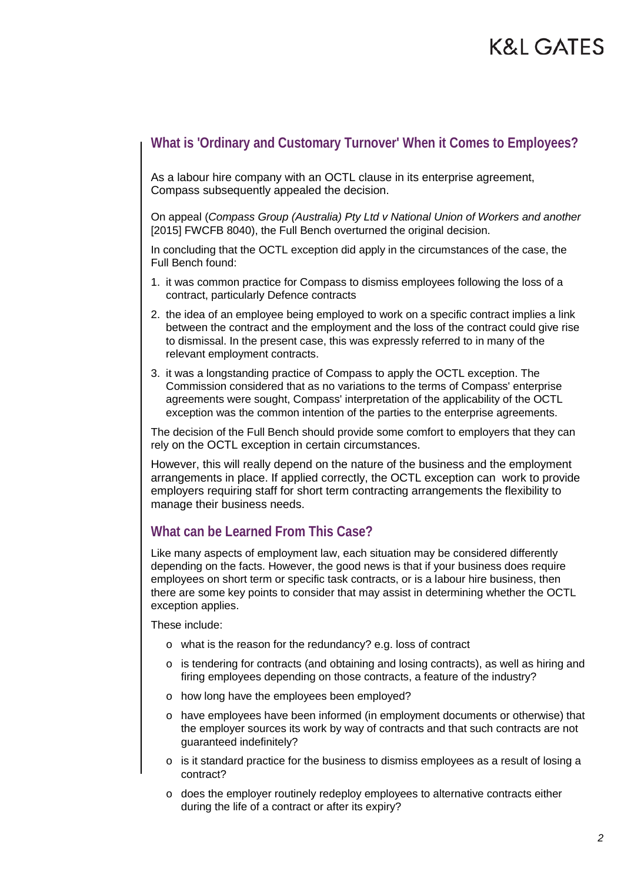## What is 'Ordinary and Customary Turnover' When it Comes to Employees?

As a labour hire company with an OCTL clause in its enterprise agreement, Compass subsequently appealed the decision.

On appeal (*Compass Group (Australia) Pty Ltd v National Union of Workers and another* [2015] FWCFB 8040), the Full Bench overturned the original decision.

In concluding that the OCTL exception did apply in the circumstances of the case, the Full Bench found:

1. it was common practice for Compass to dismiss employees following the loss of a contract, particularly Defence contracts
2. the idea of an employee being employed to work on a specific contract implies a link between the contract and the employment and the loss of the contract could give rise to dismissal. In the present case, this was expressly referred to in many of the relevant employment contracts.
3. it was a longstanding practice of Compass to apply the OCTL exception. The Commission considered that as no variations to the terms of Compass' enterprise agreements were sought, Compass' interpretation of the applicability of the OCTL exception was the common intention of the parties to the enterprise agreements.

The decision of the Full Bench should provide some comfort to employers that they can rely on the OCTL exception in certain circumstances.

However, this will really depend on the nature of the business and the employment arrangements in place. If applied correctly, the OCTL exception can work to provide employers requiring staff for short term contracting arrangements the flexibility to manage their business needs.

## What can be Learned From This Case?

Like many aspects of employment law, each situation may be considered differently depending on the facts. However, the good news is that if your business does require employees on short term or specific task contracts, or is a labour hire business, then there are some key points to consider that may assist in determining whether the OCTL exception applies.

These include:

- what is the reason for the redundancy? e.g. loss of contract
- is tendering for contracts (and obtaining and losing contracts), as well as hiring and firing employees depending on those contracts, a feature of the industry?
- how long have the employees been employed?
- have employees have been informed (in employment documents or otherwise) that the employer sources its work by way of contracts and that such contracts are not guaranteed indefinitely?
- is it standard practice for the business to dismiss employees as a result of losing a contract?
- does the employer routinely redeploy employees to alternative contracts either during the life of a contract or after its expiry?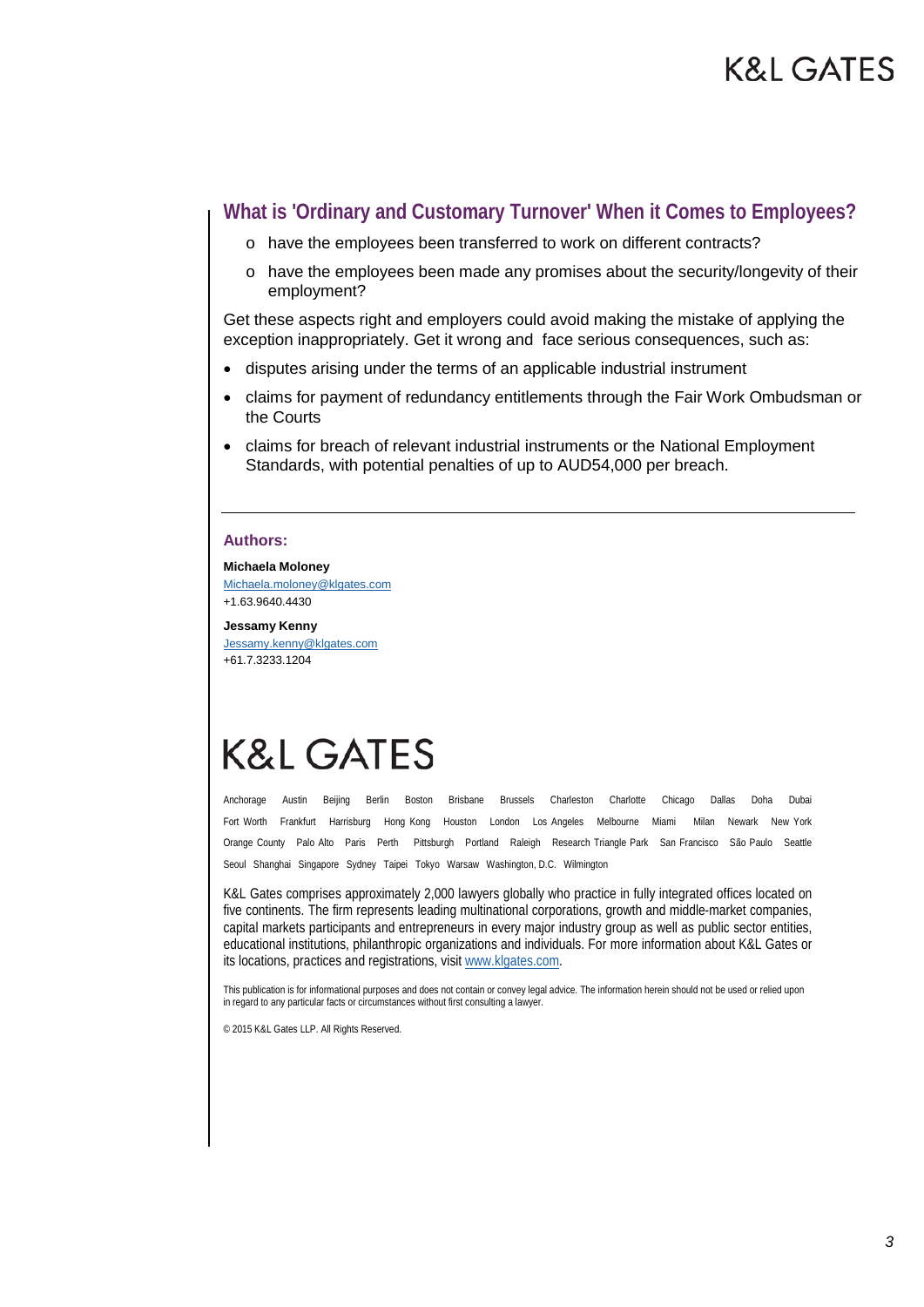## What is 'Ordinary and Customary Turnover' When it Comes to Employees?

- o have the employees been transferred to work on different contracts?
- o have the employees been made any promises about the security/longevity of their employment?

Get these aspects right and employers could avoid making the mistake of applying the exception inappropriately. Get it wrong and face serious consequences, such as:

- disputes arising under the terms of an applicable industrial instrument
- claims for payment of redundancy entitlements through the Fair Work Ombudsman or the Courts
- claims for breach of relevant industrial instruments or the National Employment Standards, with potential penalties of up to AUD54,000 per breach.

---

**Authors:**

**Michaela Moloney**
Michaela.moloney@klgates.com
+1.63.9640.4430

**Jessamy Kenny**
Jessamy.kenny@klgates.com
+61.7.3233.1204

# K&L GATES

Anchorage Austin Beijing Berlin Boston Brisbane Brussels Charleston Charlotte Chicago Dallas Doha Dubai Fort Worth Frankfurt Harrisburg Hong Kong Houston London Los Angeles Melbourne Miami Milan Newark New York Orange County Palo Alto Paris Perth Pittsburgh Portland Raleigh Research Triangle Park San Francisco São Paulo Seattle Seoul Shanghai Singapore Sydney Taipei Tokyo Warsaw Washington, D.C. Wilmington

K&L Gates comprises approximately 2,000 lawyers globally who practice in fully integrated offices located on five continents. The firm represents leading multinational corporations, growth and middle-market companies, capital markets participants and entrepreneurs in every major industry group as well as public sector entities, educational institutions, philanthropic organizations and individuals. For more information about K&L Gates or its locations, practices and registrations, visit www.klgates.com.

This publication is for informational purposes and does not contain or convey legal advice. The information herein should not be used or relied upon in regard to any particular facts or circumstances without first consulting a lawyer.

© 2015 K&L Gates LLP. All Rights Reserved.